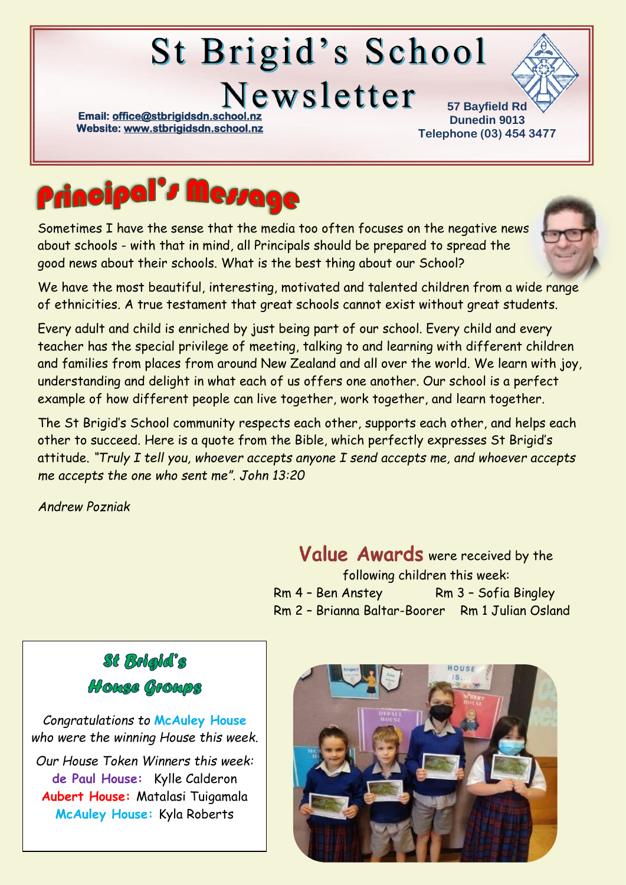# St Brigid's School Newsletter

Email: office@stbrigidsdn.school.nz
Website: www.stbrigidsdn.school.nz

57 Bayfield Rd
Dunedin 9013
Telephone (03) 454 3477

## Principal's Message

Sometimes I have the sense that the media too often focuses on the negative news about schools - with that in mind, all Principals should be prepared to spread the good news about their schools. What is the best thing about our School?

We have the most beautiful, interesting, motivated and talented children from a wide range of ethnicities. A true testament that great schools cannot exist without great students.

Every adult and child is enriched by just being part of our school. Every child and every teacher has the special privilege of meeting, talking to and learning with different children and families from places from around New Zealand and all over the world. We learn with joy, understanding and delight in what each of us offers one another. Our school is a perfect example of how different people can live together, work together, and learn together.

The St Brigid's School community respects each other, supports each other, and helps each other to succeed. Here is a quote from the Bible, which perfectly expresses St Brigid's attitude. *"Truly I tell you, whoever accepts anyone I send accepts me, and whoever accepts me accepts the one who sent me". John 13:20*

*Andrew Pozniak*

**Value Awards** were received by the following children this week:

Rm 4 – Ben Anstey
Rm 3 – Sofia Bingley
Rm 2 – Brianna Baltar-Boorer
Rm 1 Julian Osland

## St Brigid's House Groups

*Congratulations to* **McAuley House** *who were the winning House this week.*

*Our House Token Winners this week:*

**de Paul House:** Kylle Calderon
**Aubert House:** Matalasi Tuigamala
**McAuley House:** Kyla Roberts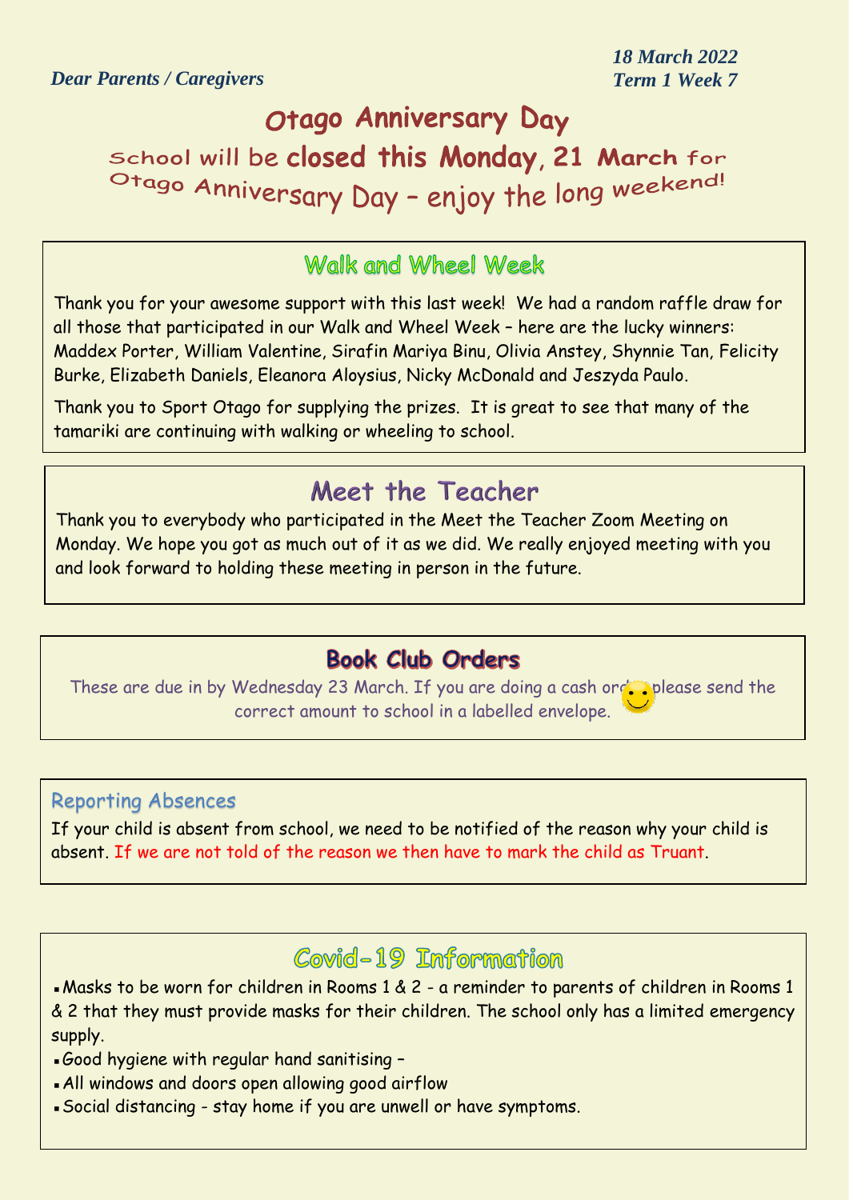*Dear Parents / Caregivers*

*18 March 2022*
*Term 1 Week 7*

# Otago Anniversary Day

School will be **closed this Monday, 21 March** for Otago Anniversary Day – enjoy the long weekend!

## Walk and Wheel Week

Thank you for your awesome support with this last week! We had a random raffle draw for all those that participated in our Walk and Wheel Week – here are the lucky winners: Maddex Porter, William Valentine, Sirafin Mariya Binu, Olivia Anstey, Shynnie Tan, Felicity Burke, Elizabeth Daniels, Eleanora Aloysius, Nicky McDonald and Jeszyda Paulo.

Thank you to Sport Otago for supplying the prizes. It is great to see that many of the tamariki are continuing with walking or wheeling to school.

## Meet the Teacher

Thank you to everybody who participated in the Meet the Teacher Zoom Meeting on Monday. We hope you got as much out of it as we did. We really enjoyed meeting with you and look forward to holding these meeting in person in the future.

## Book Club Orders

These are due in by Wednesday 23 March. If you are doing a cash order, please send the correct amount to school in a labelled envelope.

### Reporting Absences

If your child is absent from school, we need to be notified of the reason why your child is absent. If we are not told of the reason we then have to mark the child as Truant.

## Covid-19 Information

- Masks to be worn for children in Rooms 1 & 2 - a reminder to parents of children in Rooms 1 & 2 that they must provide masks for their children. The school only has a limited emergency supply.
- Good hygiene with regular hand sanitising –
- All windows and doors open allowing good airflow
- Social distancing - stay home if you are unwell or have symptoms.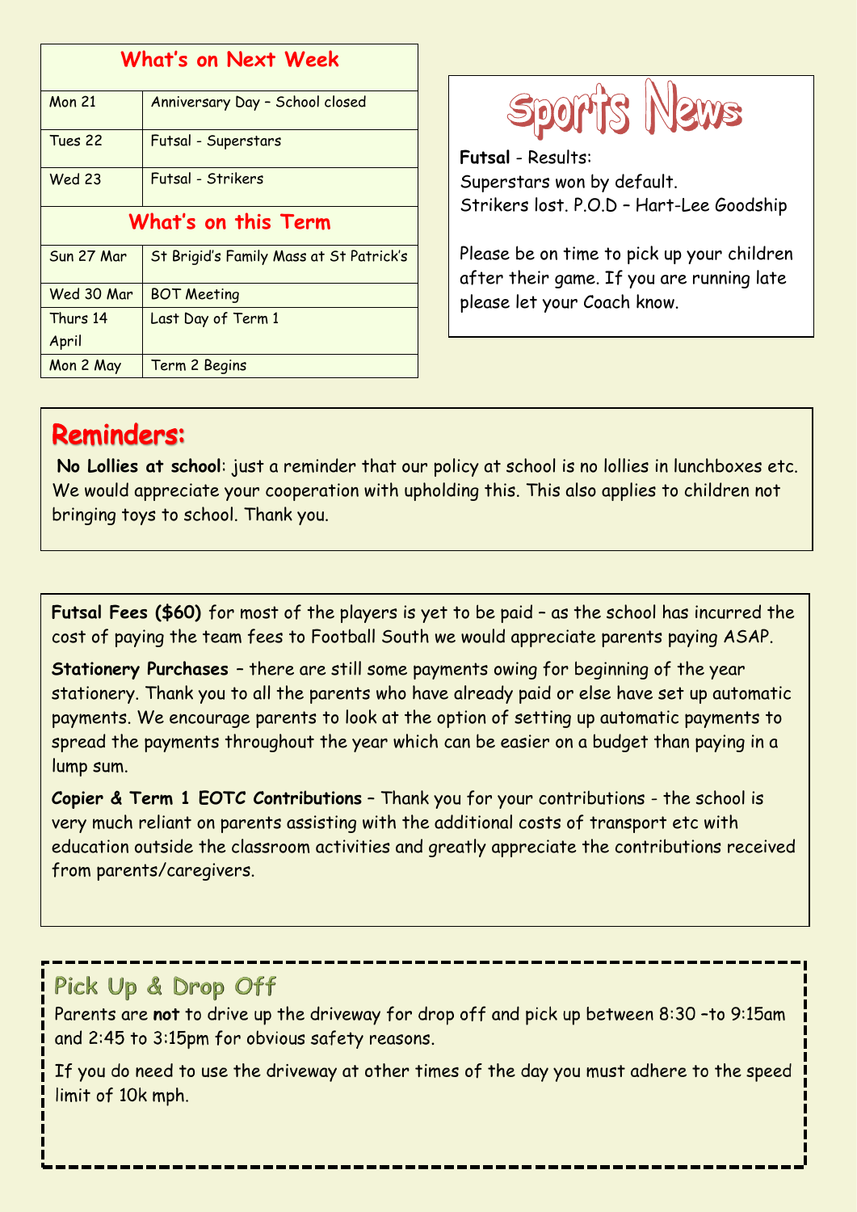## What's on Next Week

| | |
|---|---|
| Mon 21 | Anniversary Day – School closed |
| Tues 22 | Futsal - Superstars |
| Wed 23 | Futsal - Strikers |

## What's on this Term

| | |
|---|---|
| Sun 27 Mar | St Brigid's Family Mass at St Patrick's |
| Wed 30 Mar | BOT Meeting |
| Thurs 14 April | Last Day of Term 1 |
| Mon 2 May | Term 2 Begins |

## Sports News

**Futsal** - Results:
Superstars won by default.
Strikers lost. P.O.D – Hart-Lee Goodship

Please be on time to pick up your children after their game. If you are running late please let your Coach know.

## Reminders:

**No Lollies at school**: just a reminder that our policy at school is no lollies in lunchboxes etc. We would appreciate your cooperation with upholding this. This also applies to children not bringing toys to school. Thank you.

**Futsal Fees ($60)** for most of the players is yet to be paid – as the school has incurred the cost of paying the team fees to Football South we would appreciate parents paying ASAP.

**Stationery Purchases** – there are still some payments owing for beginning of the year stationery. Thank you to all the parents who have already paid or else have set up automatic payments. We encourage parents to look at the option of setting up automatic payments to spread the payments throughout the year which can be easier on a budget than paying in a lump sum.

**Copier & Term 1 EOTC Contributions** – Thank you for your contributions - the school is very much reliant on parents assisting with the additional costs of transport etc with education outside the classroom activities and greatly appreciate the contributions received from parents/caregivers.

## Pick Up & Drop Off

Parents are **not** to drive up the driveway for drop off and pick up between 8:30 –to 9:15am and 2:45 to 3:15pm for obvious safety reasons.

If you do need to use the driveway at other times of the day you must adhere to the speed limit of 10k mph.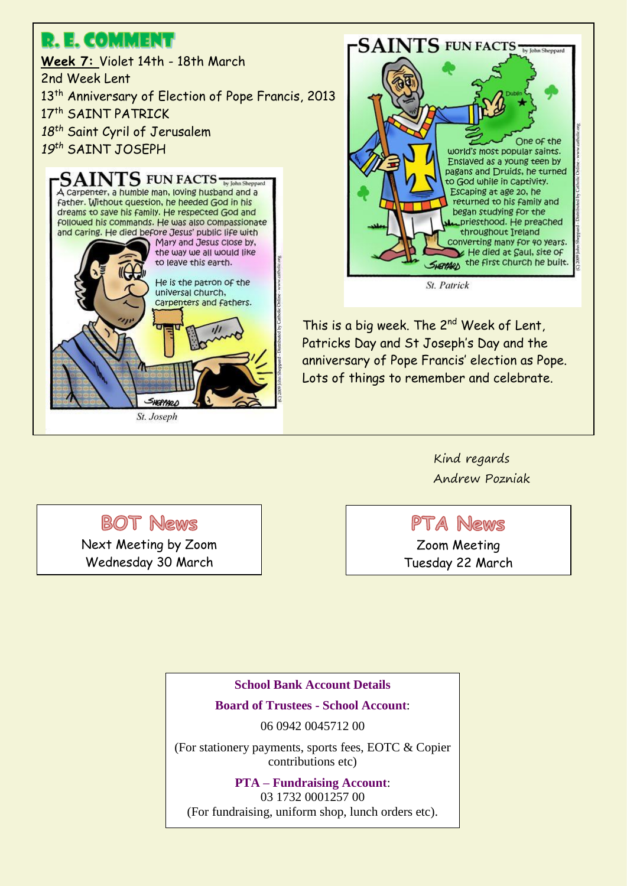## R. E. COMMENT

**Week 7:** Violet 14th - 18th March
2nd Week Lent
13th Anniversary of Election of Pope Francis, 2013
17th SAINT PATRICK
*18th* Saint Cyril of Jerusalem
*19th* SAINT JOSEPH

SAINTS FUN FACTS by John Sheppard

A carpenter, a humble man, loving husband and a father. Without question, he heeded God in his dreams to save his family. He respected God and followed his commands. He was also compassionate and caring. He died before Jesus' public life with Mary and Jesus close by, the way we all would like to leave this earth.

He is the patron of the universal church, carpenters and fathers.

St. Joseph

SAINTS FUN FACTS by John Sheppard

One of the world's most popular saints. Enslaved as a young teen by pagans and Druids, he turned to God while in captivity. Escaping at age 20, he returned to his family and began studying for the priesthood. He preached throughout Ireland converting many for 40 years. He died at Saul, site of the first church he built.

St. Patrick

This is a big week. The 2nd Week of Lent, Patricks Day and St Joseph's Day and the anniversary of Pope Francis' election as Pope. Lots of things to remember and celebrate.

Kind regards
Andrew Pozniak

## BOT News

Next Meeting by Zoom
Wednesday 30 March

## PTA News

Zoom Meeting
Tuesday 22 March

**School Bank Account Details**

**Board of Trustees - School Account**:

06 0942 0045712 00

(For stationery payments, sports fees, EOTC & Copier contributions etc)

**PTA – Fundraising Account**:
03 1732 0001257 00
(For fundraising, uniform shop, lunch orders etc).